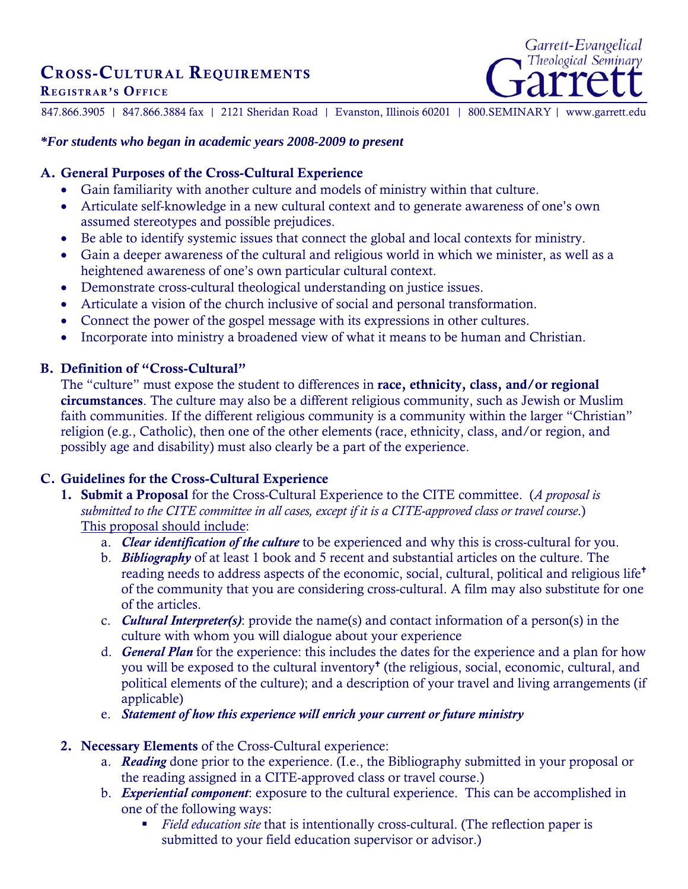# Cross-Cultural Requirements

**Registrar's Office**

847.866.3905 | 847.866.3884 fax | 2121 Sheridan Road | Evanston, Illinois 60201 | 800.SEMINARY | www.garrett.edu

***For students who began in academic years 2008-2009 to present***

## A. General Purposes of the Cross-Cultural Experience

- Gain familiarity with another culture and models of ministry within that culture.
- Articulate self-knowledge in a new cultural context and to generate awareness of one's own assumed stereotypes and possible prejudices.
- Be able to identify systemic issues that connect the global and local contexts for ministry.
- Gain a deeper awareness of the cultural and religious world in which we minister, as well as a heightened awareness of one's own particular cultural context.
- Demonstrate cross-cultural theological understanding on justice issues.
- Articulate a vision of the church inclusive of social and personal transformation.
- Connect the power of the gospel message with its expressions in other cultures.
- Incorporate into ministry a broadened view of what it means to be human and Christian.

## B. Definition of "Cross-Cultural"

The "culture" must expose the student to differences in **race, ethnicity, class, and/or regional circumstances**. The culture may also be a different religious community, such as Jewish or Muslim faith communities. If the different religious community is a community within the larger "Christian" religion (e.g., Catholic), then one of the other elements (race, ethnicity, class, and/or region, and possibly age and disability) must also clearly be a part of the experience.

## C. Guidelines for the Cross-Cultural Experience

1. **Submit a Proposal** for the Cross-Cultural Experience to the CITE committee. (*A proposal is submitted to the CITE committee in all cases, except if it is a CITE-approved class or travel course.*)
   <u>This proposal should include</u>:
   a. ***Clear identification of the culture*** to be experienced and why this is cross-cultural for you.
   b. ***Bibliography*** of at least 1 book and 5 recent and substantial articles on the culture. The reading needs to address aspects of the economic, social, cultural, political and religious life† of the community that you are considering cross-cultural. A film may also substitute for one of the articles.
   c. ***Cultural Interpreter(s)***: provide the name(s) and contact information of a person(s) in the culture with whom you will dialogue about your experience
   d. ***General Plan*** for the experience: this includes the dates for the experience and a plan for how you will be exposed to the cultural inventory† (the religious, social, economic, cultural, and political elements of the culture); and a description of your travel and living arrangements (if applicable)
   e. ***Statement of how this experience will enrich your current or future ministry***

2. **Necessary Elements** of the Cross-Cultural experience:
   a. ***Reading*** done prior to the experience. (I.e., the Bibliography submitted in your proposal or the reading assigned in a CITE-approved class or travel course.)
   b. ***Experiential component***: exposure to the cultural experience. This can be accomplished in one of the following ways:
      - *Field education site* that is intentionally cross-cultural. (The reflection paper is submitted to your field education supervisor or advisor.)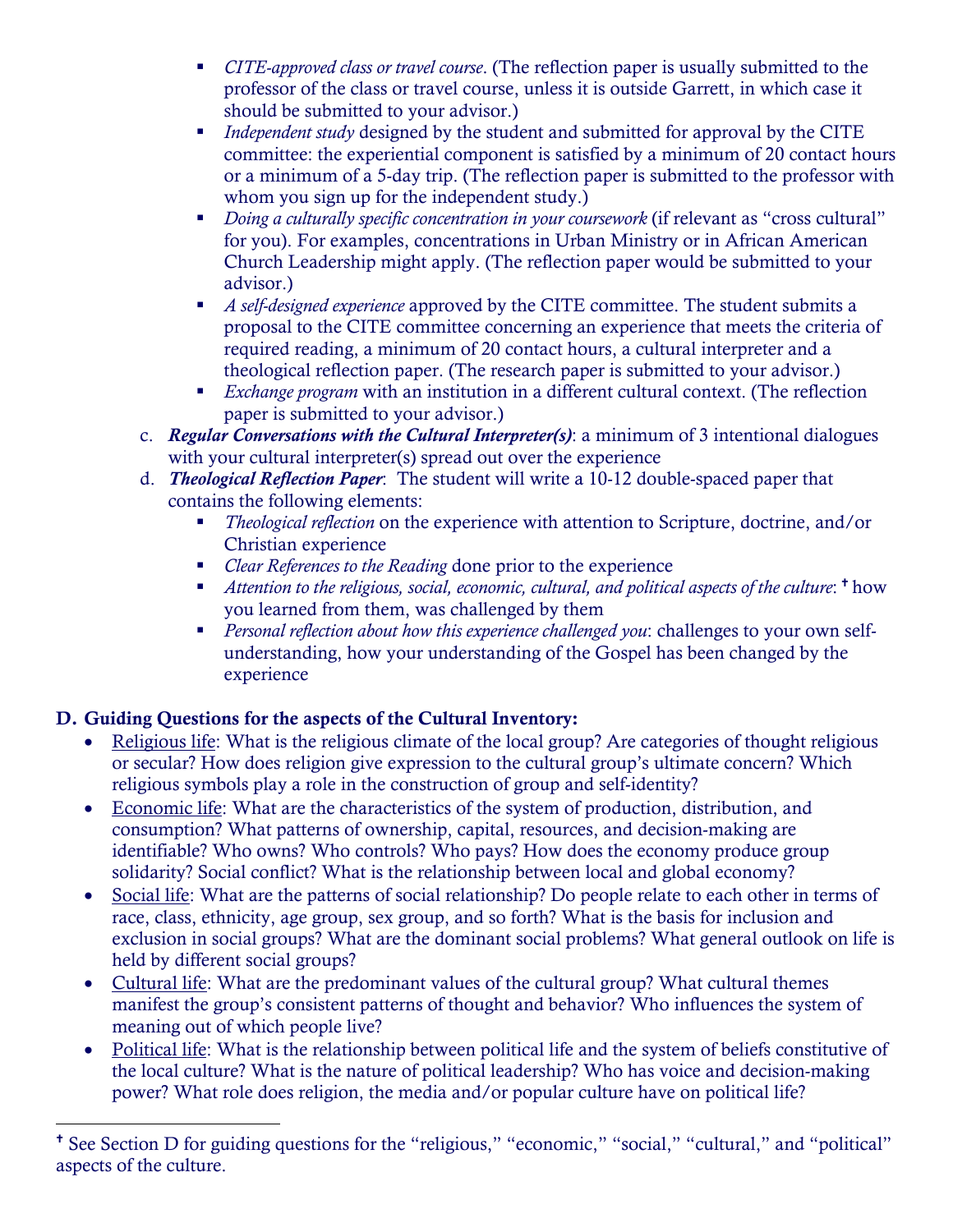- *CITE-approved class or travel course*. (The reflection paper is usually submitted to the professor of the class or travel course, unless it is outside Garrett, in which case it should be submitted to your advisor.)
- *Independent study* designed by the student and submitted for approval by the CITE committee: the experiential component is satisfied by a minimum of 20 contact hours or a minimum of a 5-day trip. (The reflection paper is submitted to the professor with whom you sign up for the independent study.)
- *Doing a culturally specific concentration in your coursework* (if relevant as "cross cultural" for you). For examples, concentrations in Urban Ministry or in African American Church Leadership might apply. (The reflection paper would be submitted to your advisor.)
- *A self-designed experience* approved by the CITE committee. The student submits a proposal to the CITE committee concerning an experience that meets the criteria of required reading, a minimum of 20 contact hours, a cultural interpreter and a theological reflection paper. (The research paper is submitted to your advisor.)
- *Exchange program* with an institution in a different cultural context. (The reflection paper is submitted to your advisor.)

c. ***Regular Conversations with the Cultural Interpreter(s)***: a minimum of 3 intentional dialogues with your cultural interpreter(s) spread out over the experience

d. ***Theological Reflection Paper***: The student will write a 10-12 double-spaced paper that contains the following elements:

- *Theological reflection* on the experience with attention to Scripture, doctrine, and/or Christian experience
- *Clear References to the Reading* done prior to the experience
- *Attention to the religious, social, economic, cultural, and political aspects of the culture*: † how you learned from them, was challenged by them
- *Personal reflection about how this experience challenged you*: challenges to your own self-understanding, how your understanding of the Gospel has been changed by the experience

## D. Guiding Questions for the aspects of the Cultural Inventory:

- Religious life: What is the religious climate of the local group? Are categories of thought religious or secular? How does religion give expression to the cultural group's ultimate concern? Which religious symbols play a role in the construction of group and self-identity?
- Economic life: What are the characteristics of the system of production, distribution, and consumption? What patterns of ownership, capital, resources, and decision-making are identifiable? Who owns? Who controls? Who pays? How does the economy produce group solidarity? Social conflict? What is the relationship between local and global economy?
- Social life: What are the patterns of social relationship? Do people relate to each other in terms of race, class, ethnicity, age group, sex group, and so forth? What is the basis for inclusion and exclusion in social groups? What are the dominant social problems? What general outlook on life is held by different social groups?
- Cultural life: What are the predominant values of the cultural group? What cultural themes manifest the group's consistent patterns of thought and behavior? Who influences the system of meaning out of which people live?
- Political life: What is the relationship between political life and the system of beliefs constitutive of the local culture? What is the nature of political leadership? Who has voice and decision-making power? What role does religion, the media and/or popular culture have on political life?

---

† See Section D for guiding questions for the "religious," "economic," "social," "cultural," and "political" aspects of the culture.